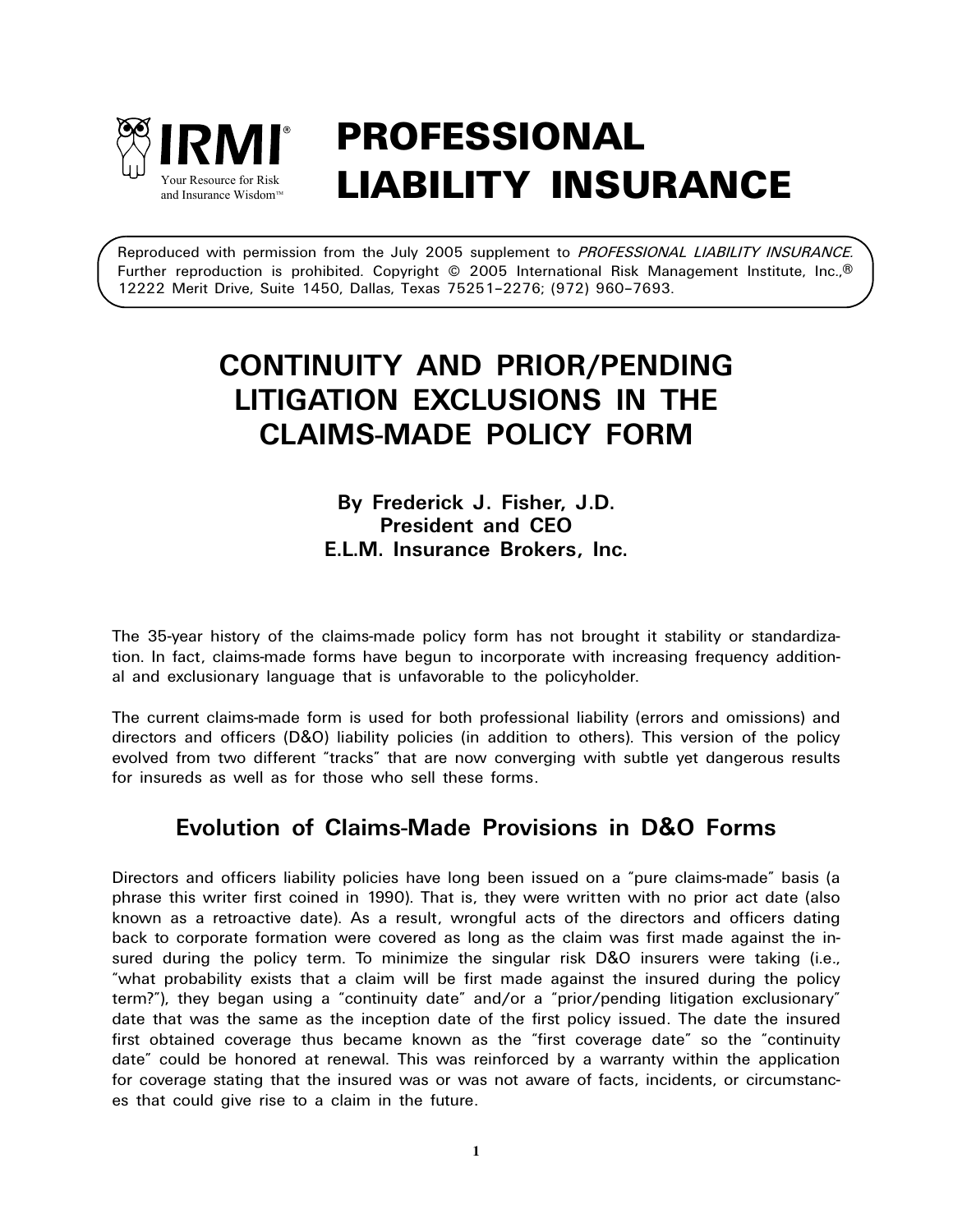# PROFESSIONAL LIABILITY INSURANCE

IRMI® Your Resource for Risk and Insurance Wisdom™

Reproduced with permission from the July 2005 supplement to *PROFESSIONAL LIABILITY INSURANCE.* Further reproduction is prohibited. Copyright © 2005 International Risk Management Institute, Inc.,® 12222 Merit Drive, Suite 1450, Dallas, Texas 75251–2276; (972) 960–7693.

## CONTINUITY AND PRIOR/PENDING LITIGATION EXCLUSIONS IN THE CLAIMS-MADE POLICY FORM

**By Frederick J. Fisher, J.D.**
**President and CEO**
**E.L.M. Insurance Brokers, Inc.**

The 35-year history of the claims-made policy form has not brought it stability or standardization. In fact, claims-made forms have begun to incorporate with increasing frequency additional and exclusionary language that is unfavorable to the policyholder.

The current claims-made form is used for both professional liability (errors and omissions) and directors and officers (D&O) liability policies (in addition to others). This version of the policy evolved from two different "tracks" that are now converging with subtle yet dangerous results for insureds as well as for those who sell these forms.

### Evolution of Claims-Made Provisions in D&O Forms

Directors and officers liability policies have long been issued on a "pure claims-made" basis (a phrase this writer first coined in 1990). That is, they were written with no prior act date (also known as a retroactive date). As a result, wrongful acts of the directors and officers dating back to corporate formation were covered as long as the claim was first made against the insured during the policy term. To minimize the singular risk D&O insurers were taking (i.e., "what probability exists that a claim will be first made against the insured during the policy term?"), they began using a "continuity date" and/or a "prior/pending litigation exclusionary" date that was the same as the inception date of the first policy issued. The date the insured first obtained coverage thus became known as the "first coverage date" so the "continuity date" could be honored at renewal. This was reinforced by a warranty within the application for coverage stating that the insured was or was not aware of facts, incidents, or circumstances that could give rise to a claim in the future.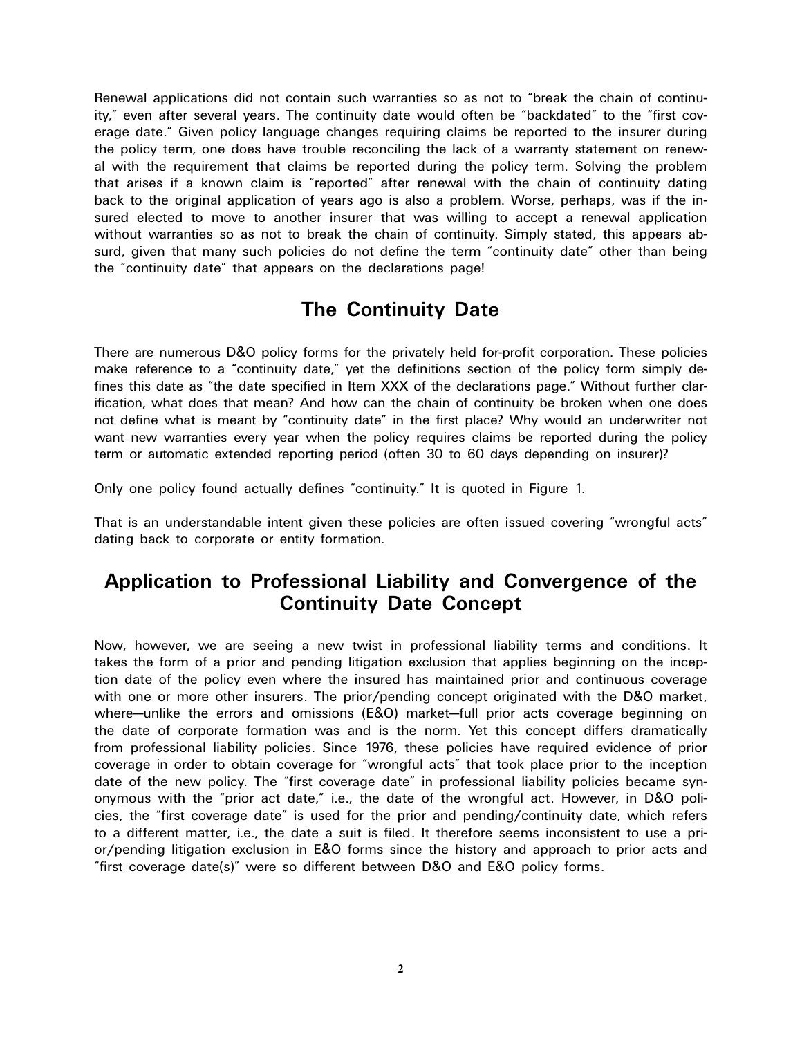Renewal applications did not contain such warranties so as not to "break the chain of continuity," even after several years. The continuity date would often be "backdated" to the "first coverage date." Given policy language changes requiring claims be reported to the insurer during the policy term, one does have trouble reconciling the lack of a warranty statement on renewal with the requirement that claims be reported during the policy term. Solving the problem that arises if a known claim is "reported" after renewal with the chain of continuity dating back to the original application of years ago is also a problem. Worse, perhaps, was if the insured elected to move to another insurer that was willing to accept a renewal application without warranties so as not to break the chain of continuity. Simply stated, this appears absurd, given that many such policies do not define the term "continuity date" other than being the "continuity date" that appears on the declarations page!

## The Continuity Date

There are numerous D&O policy forms for the privately held for-profit corporation. These policies make reference to a "continuity date," yet the definitions section of the policy form simply defines this date as "the date specified in Item XXX of the declarations page." Without further clarification, what does that mean? And how can the chain of continuity be broken when one does not define what is meant by "continuity date" in the first place? Why would an underwriter not want new warranties every year when the policy requires claims be reported during the policy term or automatic extended reporting period (often 30 to 60 days depending on insurer)?

Only one policy found actually defines "continuity." It is quoted in Figure 1.

That is an understandable intent given these policies are often issued covering "wrongful acts" dating back to corporate or entity formation.

## Application to Professional Liability and Convergence of the Continuity Date Concept

Now, however, we are seeing a new twist in professional liability terms and conditions. It takes the form of a prior and pending litigation exclusion that applies beginning on the inception date of the policy even where the insured has maintained prior and continuous coverage with one or more other insurers. The prior/pending concept originated with the D&O market, where—unlike the errors and omissions (E&O) market—full prior acts coverage beginning on the date of corporate formation was and is the norm. Yet this concept differs dramatically from professional liability policies. Since 1976, these policies have required evidence of prior coverage in order to obtain coverage for "wrongful acts" that took place prior to the inception date of the new policy. The "first coverage date" in professional liability policies became synonymous with the "prior act date," i.e., the date of the wrongful act. However, in D&O policies, the "first coverage date" is used for the prior and pending/continuity date, which refers to a different matter, i.e., the date a suit is filed. It therefore seems inconsistent to use a prior/pending litigation exclusion in E&O forms since the history and approach to prior acts and "first coverage date(s)" were so different between D&O and E&O policy forms.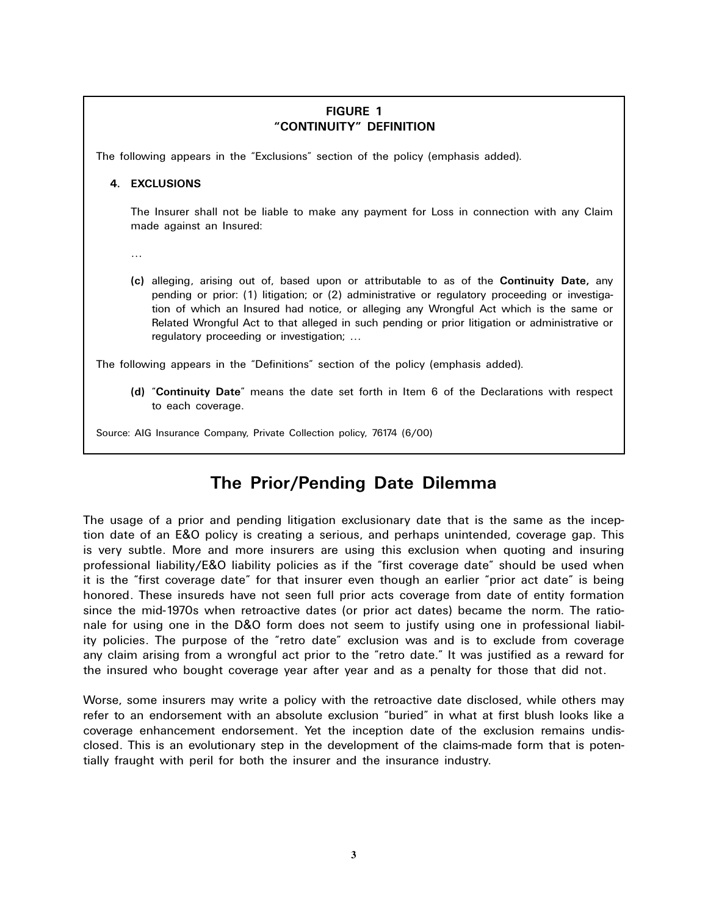**FIGURE 1**
**"CONTINUITY" DEFINITION**

The following appears in the "Exclusions" section of the policy (emphasis added).

**4. EXCLUSIONS**

The Insurer shall not be liable to make any payment for Loss in connection with any Claim made against an Insured:

...

**(c)** alleging, arising out of, based upon or attributable to as of the **Continuity Date,** any pending or prior: (1) litigation; or (2) administrative or regulatory proceeding or investigation of which an Insured had notice, or alleging any Wrongful Act which is the same or Related Wrongful Act to that alleged in such pending or prior litigation or administrative or regulatory proceeding or investigation; ...

The following appears in the "Definitions" section of the policy (emphasis added).

**(d)** "**Continuity Date**" means the date set forth in Item 6 of the Declarations with respect to each coverage.

Source: AIG Insurance Company, Private Collection policy, 76174 (6/00)

## The Prior/Pending Date Dilemma

The usage of a prior and pending litigation exclusionary date that is the same as the inception date of an E&O policy is creating a serious, and perhaps unintended, coverage gap. This is very subtle. More and more insurers are using this exclusion when quoting and insuring professional liability/E&O liability policies as if the "first coverage date" should be used when it is the "first coverage date" for that insurer even though an earlier "prior act date" is being honored. These insureds have not seen full prior acts coverage from date of entity formation since the mid-1970s when retroactive dates (or prior act dates) became the norm. The rationale for using one in the D&O form does not seem to justify using one in professional liability policies. The purpose of the "retro date" exclusion was and is to exclude from coverage any claim arising from a wrongful act prior to the "retro date." It was justified as a reward for the insured who bought coverage year after year and as a penalty for those that did not.

Worse, some insurers may write a policy with the retroactive date disclosed, while others may refer to an endorsement with an absolute exclusion "buried" in what at first blush looks like a coverage enhancement endorsement. Yet the inception date of the exclusion remains undisclosed. This is an evolutionary step in the development of the claims-made form that is potentially fraught with peril for both the insurer and the insurance industry.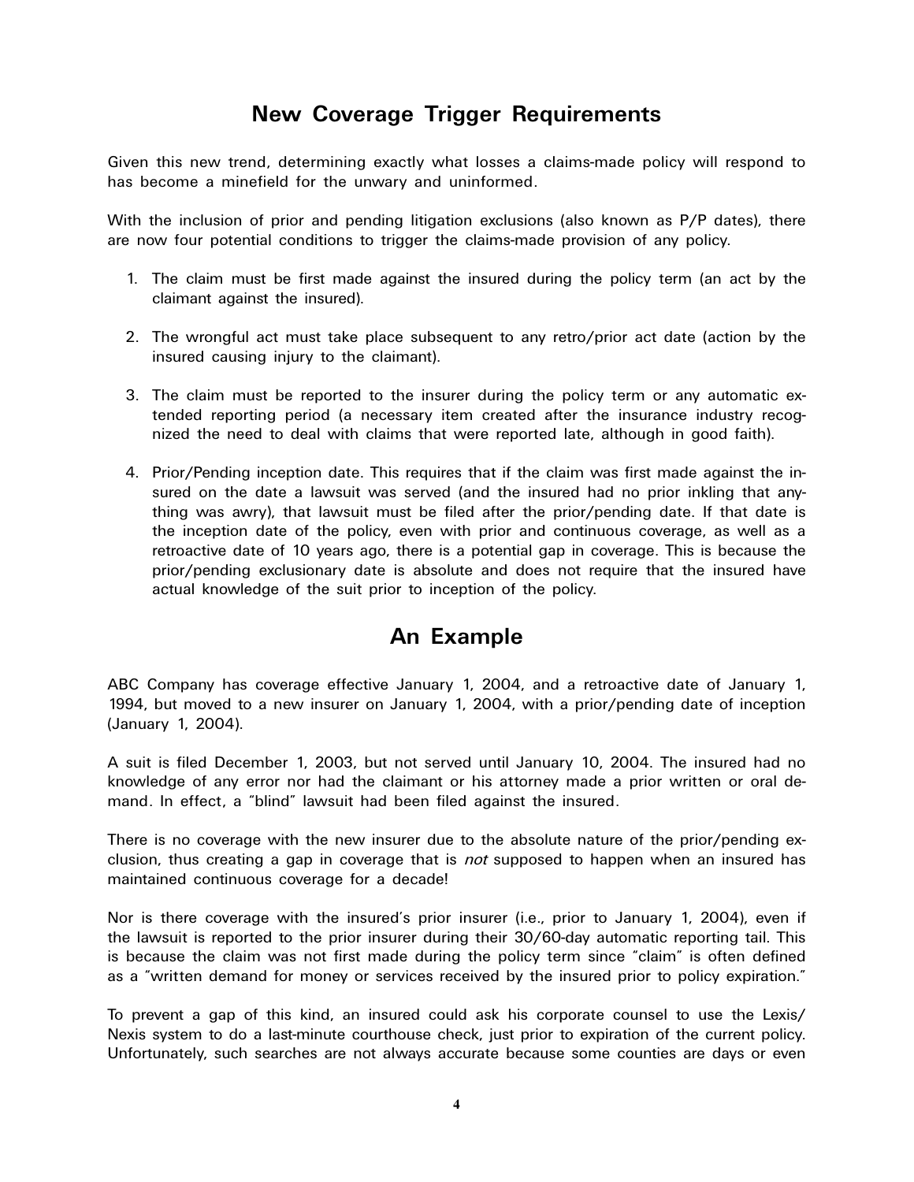## New Coverage Trigger Requirements

Given this new trend, determining exactly what losses a claims-made policy will respond to has become a minefield for the unwary and uninformed.

With the inclusion of prior and pending litigation exclusions (also known as P/P dates), there are now four potential conditions to trigger the claims-made provision of any policy.

1. The claim must be first made against the insured during the policy term (an act by the claimant against the insured).

2. The wrongful act must take place subsequent to any retro/prior act date (action by the insured causing injury to the claimant).

3. The claim must be reported to the insurer during the policy term or any automatic extended reporting period (a necessary item created after the insurance industry recognized the need to deal with claims that were reported late, although in good faith).

4. Prior/Pending inception date. This requires that if the claim was first made against the insured on the date a lawsuit was served (and the insured had no prior inkling that anything was awry), that lawsuit must be filed after the prior/pending date. If that date is the inception date of the policy, even with prior and continuous coverage, as well as a retroactive date of 10 years ago, there is a potential gap in coverage. This is because the prior/pending exclusionary date is absolute and does not require that the insured have actual knowledge of the suit prior to inception of the policy.

## An Example

ABC Company has coverage effective January 1, 2004, and a retroactive date of January 1, 1994, but moved to a new insurer on January 1, 2004, with a prior/pending date of inception (January 1, 2004).

A suit is filed December 1, 2003, but not served until January 10, 2004. The insured had no knowledge of any error nor had the claimant or his attorney made a prior written or oral demand. In effect, a "blind" lawsuit had been filed against the insured.

There is no coverage with the new insurer due to the absolute nature of the prior/pending exclusion, thus creating a gap in coverage that is *not* supposed to happen when an insured has maintained continuous coverage for a decade!

Nor is there coverage with the insured's prior insurer (i.e., prior to January 1, 2004), even if the lawsuit is reported to the prior insurer during their 30/60-day automatic reporting tail. This is because the claim was not first made during the policy term since "claim" is often defined as a "written demand for money or services received by the insured prior to policy expiration."

To prevent a gap of this kind, an insured could ask his corporate counsel to use the Lexis/Nexis system to do a last-minute courthouse check, just prior to expiration of the current policy. Unfortunately, such searches are not always accurate because some counties are days or even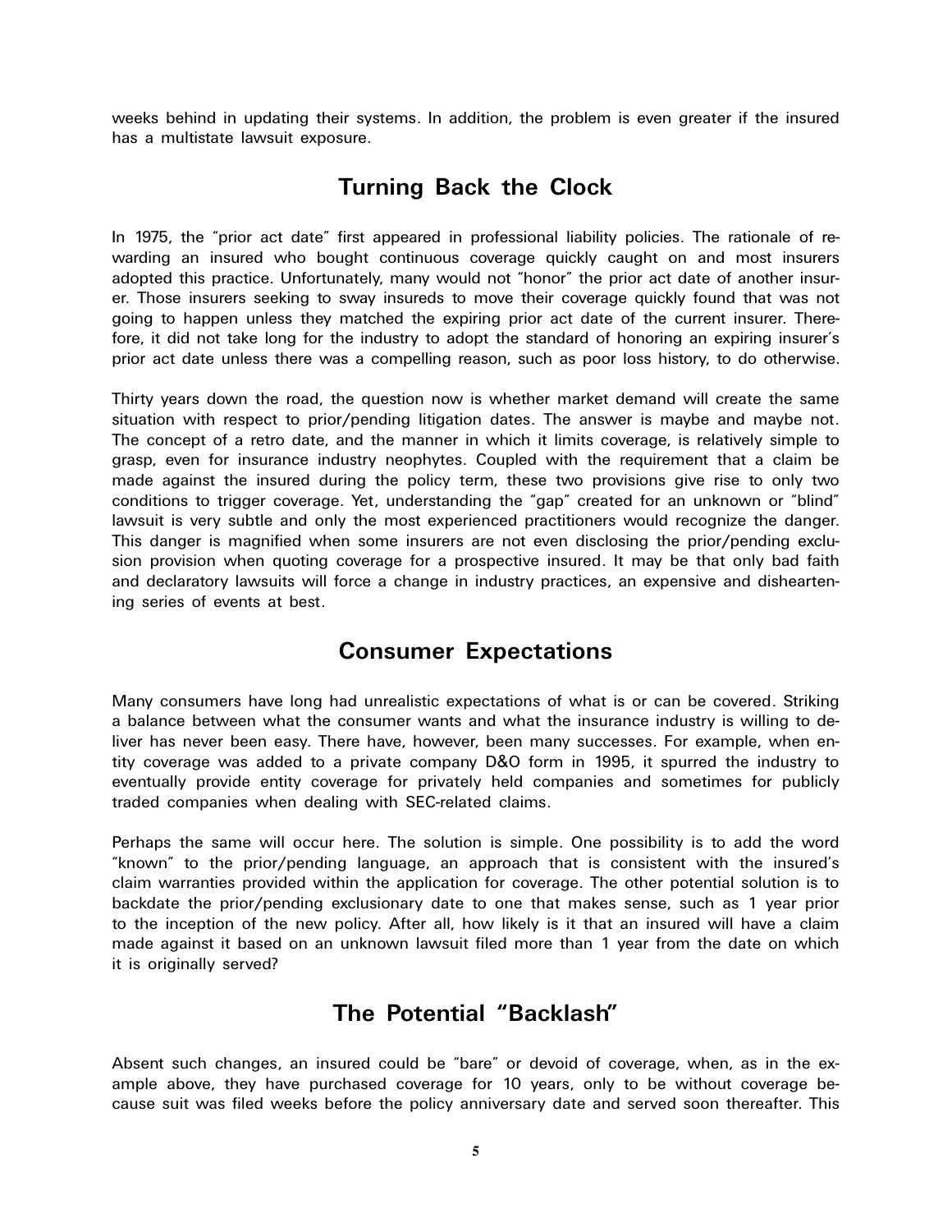weeks behind in updating their systems. In addition, the problem is even greater if the insured has a multistate lawsuit exposure.

## Turning Back the Clock

In 1975, the "prior act date" first appeared in professional liability policies. The rationale of rewarding an insured who bought continuous coverage quickly caught on and most insurers adopted this practice. Unfortunately, many would not "honor" the prior act date of another insurer. Those insurers seeking to sway insureds to move their coverage quickly found that was not going to happen unless they matched the expiring prior act date of the current insurer. Therefore, it did not take long for the industry to adopt the standard of honoring an expiring insurer's prior act date unless there was a compelling reason, such as poor loss history, to do otherwise.

Thirty years down the road, the question now is whether market demand will create the same situation with respect to prior/pending litigation dates. The answer is maybe and maybe not. The concept of a retro date, and the manner in which it limits coverage, is relatively simple to grasp, even for insurance industry neophytes. Coupled with the requirement that a claim be made against the insured during the policy term, these two provisions give rise to only two conditions to trigger coverage. Yet, understanding the "gap" created for an unknown or "blind" lawsuit is very subtle and only the most experienced practitioners would recognize the danger. This danger is magnified when some insurers are not even disclosing the prior/pending exclusion provision when quoting coverage for a prospective insured. It may be that only bad faith and declaratory lawsuits will force a change in industry practices, an expensive and disheartening series of events at best.

## Consumer Expectations

Many consumers have long had unrealistic expectations of what is or can be covered. Striking a balance between what the consumer wants and what the insurance industry is willing to deliver has never been easy. There have, however, been many successes. For example, when entity coverage was added to a private company D&O form in 1995, it spurred the industry to eventually provide entity coverage for privately held companies and sometimes for publicly traded companies when dealing with SEC-related claims.

Perhaps the same will occur here. The solution is simple. One possibility is to add the word "known" to the prior/pending language, an approach that is consistent with the insured's claim warranties provided within the application for coverage. The other potential solution is to backdate the prior/pending exclusionary date to one that makes sense, such as 1 year prior to the inception of the new policy. After all, how likely is it that an insured will have a claim made against it based on an unknown lawsuit filed more than 1 year from the date on which it is originally served?

## The Potential "Backlash"

Absent such changes, an insured could be "bare" or devoid of coverage, when, as in the example above, they have purchased coverage for 10 years, only to be without coverage because suit was filed weeks before the policy anniversary date and served soon thereafter. This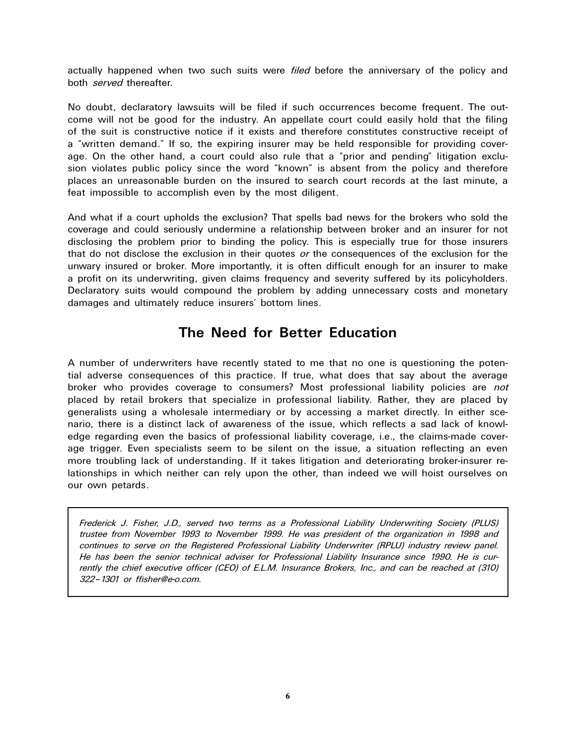actually happened when two such suits were *filed* before the anniversary of the policy and both *served* thereafter.

No doubt, declaratory lawsuits will be filed if such occurrences become frequent. The outcome will not be good for the industry. An appellate court could easily hold that the filing of the suit is constructive notice if it exists and therefore constitutes constructive receipt of a "written demand." If so, the expiring insurer may be held responsible for providing coverage. On the other hand, a court could also rule that a "prior and pending" litigation exclusion violates public policy since the word "known" is absent from the policy and therefore places an unreasonable burden on the insured to search court records at the last minute, a feat impossible to accomplish even by the most diligent.

And what if a court upholds the exclusion? That spells bad news for the brokers who sold the coverage and could seriously undermine a relationship between broker and an insurer for not disclosing the problem prior to binding the policy. This is especially true for those insurers that do not disclose the exclusion in their quotes *or* the consequences of the exclusion for the unwary insured or broker. More importantly, it is often difficult enough for an insurer to make a profit on its underwriting, given claims frequency and severity suffered by its policyholders. Declaratory suits would compound the problem by adding unnecessary costs and monetary damages and ultimately reduce insurers' bottom lines.

## The Need for Better Education

A number of underwriters have recently stated to me that no one is questioning the potential adverse consequences of this practice. If true, what does that say about the average broker who provides coverage to consumers? Most professional liability policies are *not* placed by retail brokers that specialize in professional liability. Rather, they are placed by generalists using a wholesale intermediary or by accessing a market directly. In either scenario, there is a distinct lack of awareness of the issue, which reflects a sad lack of knowledge regarding even the basics of professional liability coverage, i.e., the claims-made coverage trigger. Even specialists seem to be silent on the issue, a situation reflecting an even more troubling lack of understanding. If it takes litigation and deteriorating broker-insurer relationships in which neither can rely upon the other, than indeed we will hoist ourselves on our own petards.

*Frederick J. Fisher, J.D., served two terms as a Professional Liability Underwriting Society (PLUS) trustee from November 1993 to November 1999. He was president of the organization in 1998 and continues to serve on the Registered Professional Liability Underwriter (RPLU) industry review panel. He has been the senior technical adviser for Professional Liability Insurance since 1990. He is currently the chief executive officer (CEO) of E.L.M. Insurance Brokers, Inc., and can be reached at (310) 322–1301 or ffisher@e-o.com.*